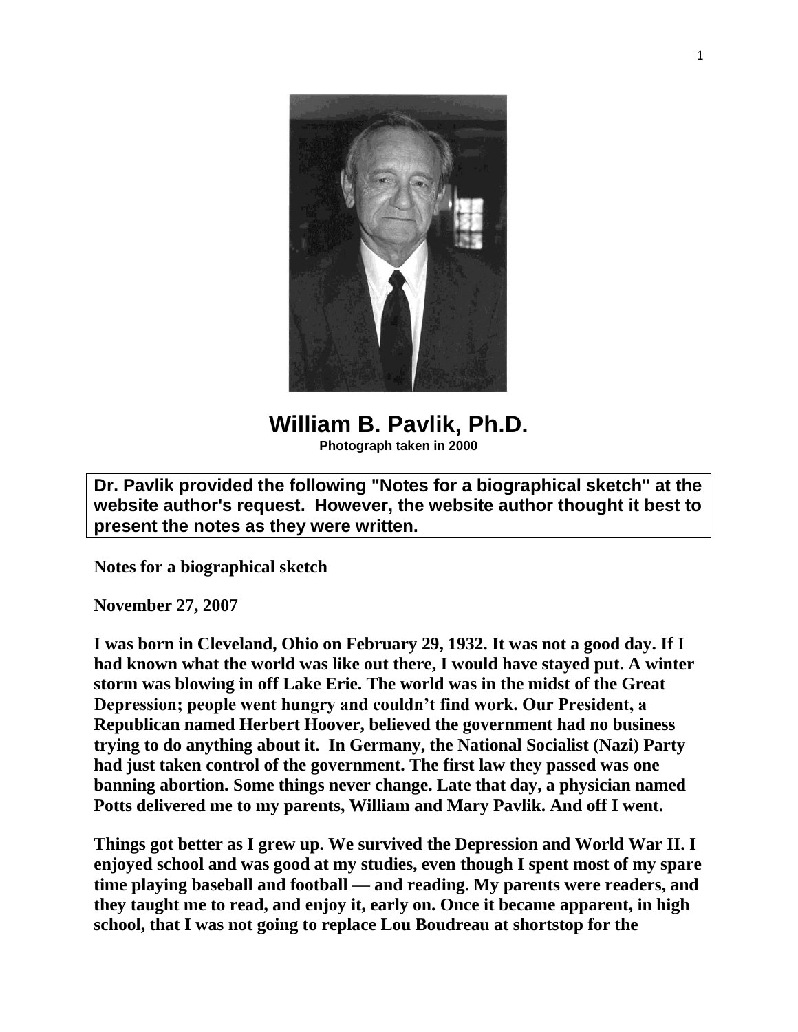# William B. Pavlik, Ph.D.

**Photograph taken in 2000**

**Dr. Pavlik provided the following "Notes for a biographical sketch" at the website author's request. However, the website author thought it best to present the notes as they were written.**

**Notes for a biographical sketch**

**November 27, 2007**

**I was born in Cleveland, Ohio on February 29, 1932. It was not a good day. If I had known what the world was like out there, I would have stayed put. A winter storm was blowing in off Lake Erie. The world was in the midst of the Great Depression; people went hungry and couldn't find work. Our President, a Republican named Herbert Hoover, believed the government had no business trying to do anything about it. In Germany, the National Socialist (Nazi) Party had just taken control of the government. The first law they passed was one banning abortion. Some things never change. Late that day, a physician named Potts delivered me to my parents, William and Mary Pavlik. And off I went.**

**Things got better as I grew up. We survived the Depression and World War II. I enjoyed school and was good at my studies, even though I spent most of my spare time playing baseball and football — and reading. My parents were readers, and they taught me to read, and enjoy it, early on. Once it became apparent, in high school, that I was not going to replace Lou Boudreau at shortstop for the**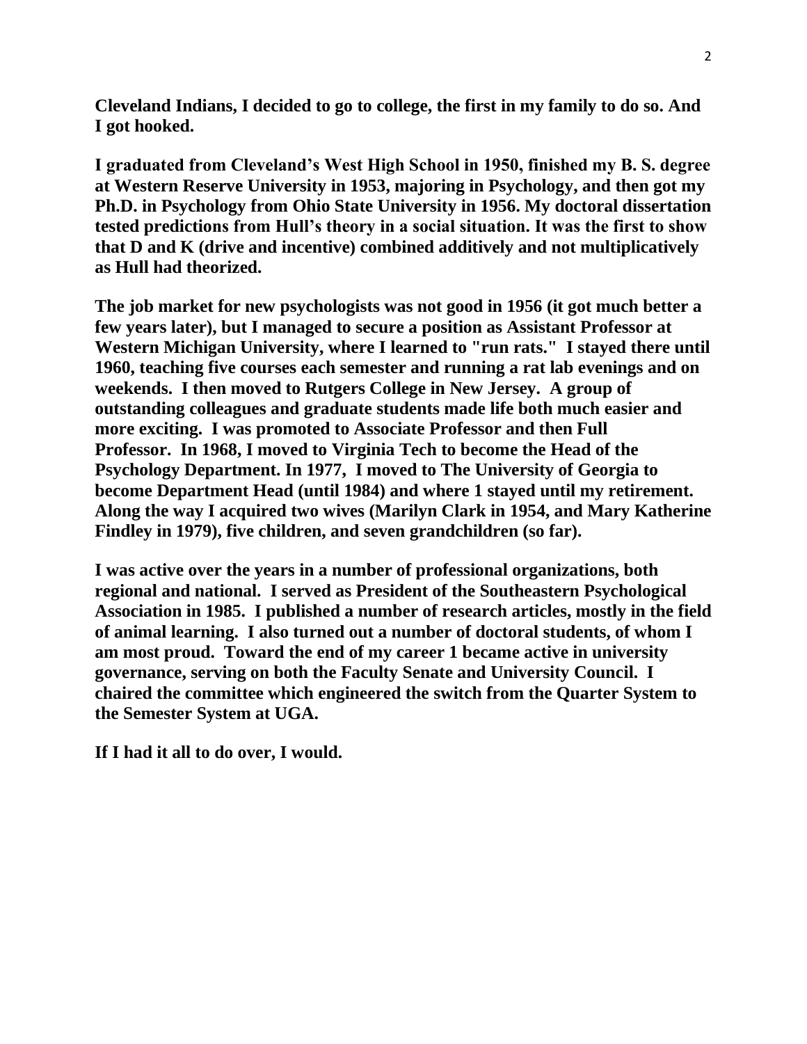**Cleveland Indians, I decided to go to college, the first in my family to do so. And I got hooked.**

**I graduated from Cleveland's West High School in 1950, finished my B. S. degree at Western Reserve University in 1953, majoring in Psychology, and then got my Ph.D. in Psychology from Ohio State University in 1956. My doctoral dissertation tested predictions from Hull's theory in a social situation. It was the first to show that D and K (drive and incentive) combined additively and not multiplicatively as Hull had theorized.**

**The job market for new psychologists was not good in 1956 (it got much better a few years later), but I managed to secure a position as Assistant Professor at Western Michigan University, where I learned to "run rats." I stayed there until 1960, teaching five courses each semester and running a rat lab evenings and on weekends. I then moved to Rutgers College in New Jersey. A group of outstanding colleagues and graduate students made life both much easier and more exciting. I was promoted to Associate Professor and then Full Professor. In 1968, I moved to Virginia Tech to become the Head of the Psychology Department. In 1977, I moved to The University of Georgia to become Department Head (until 1984) and where 1 stayed until my retirement. Along the way I acquired two wives (Marilyn Clark in 1954, and Mary Katherine Findley in 1979), five children, and seven grandchildren (so far).**

**I was active over the years in a number of professional organizations, both regional and national. I served as President of the Southeastern Psychological Association in 1985. I published a number of research articles, mostly in the field of animal learning. I also turned out a number of doctoral students, of whom I am most proud. Toward the end of my career 1 became active in university governance, serving on both the Faculty Senate and University Council. I chaired the committee which engineered the switch from the Quarter System to the Semester System at UGA.**

**If I had it all to do over, I would.**